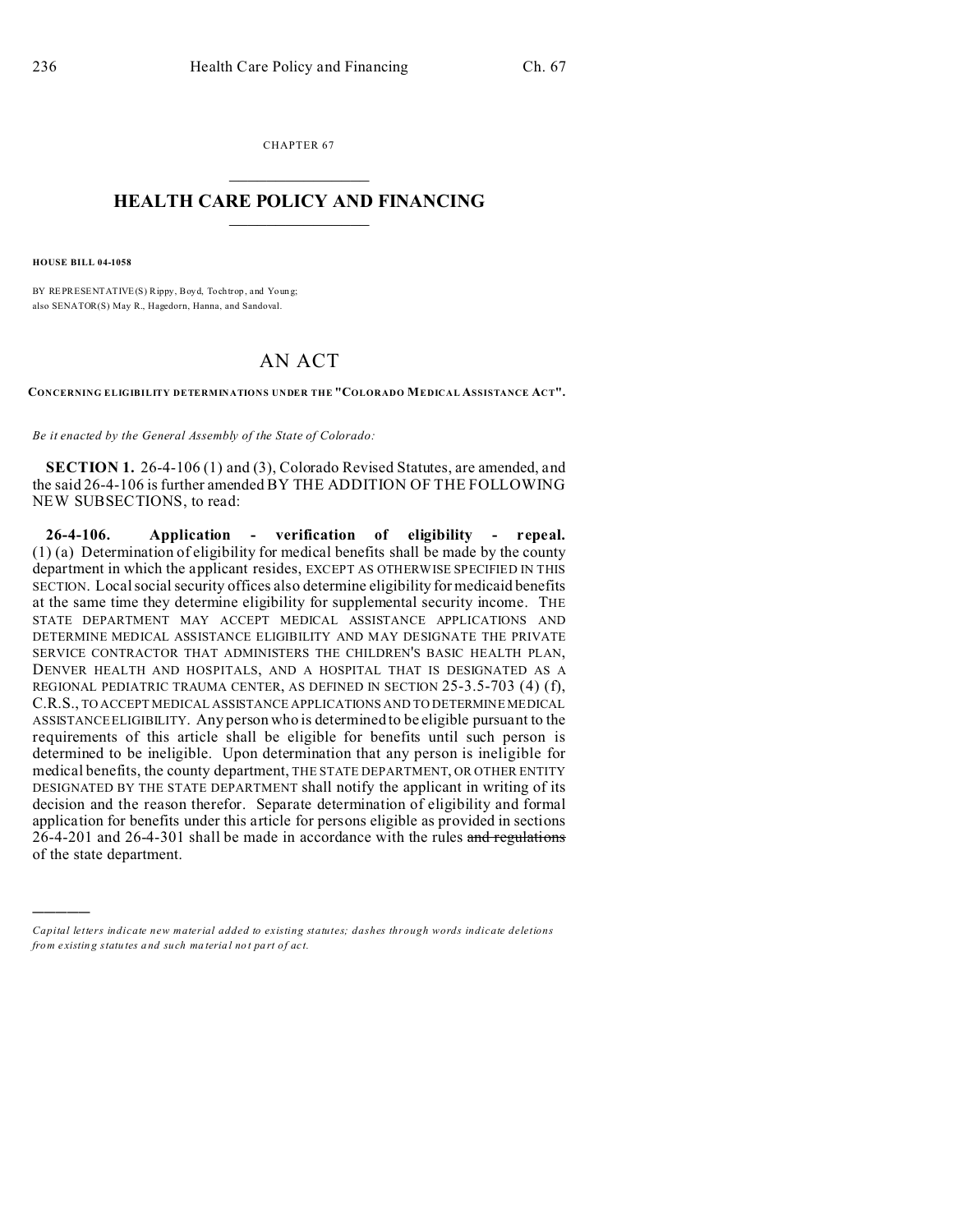CHAPTER 67

# HEALTH CARE POLICY AND FINANCING

**HOUSE BILL 04-1058**

BY REPRESENTATIVE(S) Rippy, Boyd, Tochtrop, and Young;
also SENATOR(S) May R., Hagedorn, Hanna, and Sandoval.

## AN ACT

**CONCERNING ELIGIBILITY DETERMINATIONS UNDER THE "COLORADO MEDICAL ASSISTANCE ACT".**

*Be it enacted by the General Assembly of the State of Colorado:*

**SECTION 1.** 26-4-106 (1) and (3), Colorado Revised Statutes, are amended, and the said 26-4-106 is further amended BY THE ADDITION OF THE FOLLOWING NEW SUBSECTIONS, to read:

**26-4-106. Application - verification of eligibility - repeal.** (1) (a) Determination of eligibility for medical benefits shall be made by the county department in which the applicant resides, EXCEPT AS OTHERWISE SPECIFIED IN THIS SECTION. Local social security offices also determine eligibility for medicaid benefits at the same time they determine eligibility for supplemental security income. THE STATE DEPARTMENT MAY ACCEPT MEDICAL ASSISTANCE APPLICATIONS AND DETERMINE MEDICAL ASSISTANCE ELIGIBILITY AND MAY DESIGNATE THE PRIVATE SERVICE CONTRACTOR THAT ADMINISTERS THE CHILDREN'S BASIC HEALTH PLAN, DENVER HEALTH AND HOSPITALS, AND A HOSPITAL THAT IS DESIGNATED AS A REGIONAL PEDIATRIC TRAUMA CENTER, AS DEFINED IN SECTION 25-3.5-703 (4) (f), C.R.S., TO ACCEPT MEDICAL ASSISTANCE APPLICATIONS AND TO DETERMINE MEDICAL ASSISTANCE ELIGIBILITY. Any person who is determined to be eligible pursuant to the requirements of this article shall be eligible for benefits until such person is determined to be ineligible. Upon determination that any person is ineligible for medical benefits, the county department, THE STATE DEPARTMENT, OR OTHER ENTITY DESIGNATED BY THE STATE DEPARTMENT shall notify the applicant in writing of its decision and the reason therefor. Separate determination of eligibility and formal application for benefits under this article for persons eligible as provided in sections 26-4-201 and 26-4-301 shall be made in accordance with the rules ~~and regulations~~ of the state department.

---

*Capital letters indicate new material added to existing statutes; dashes through words indicate deletions from existing statutes and such material not part of act.*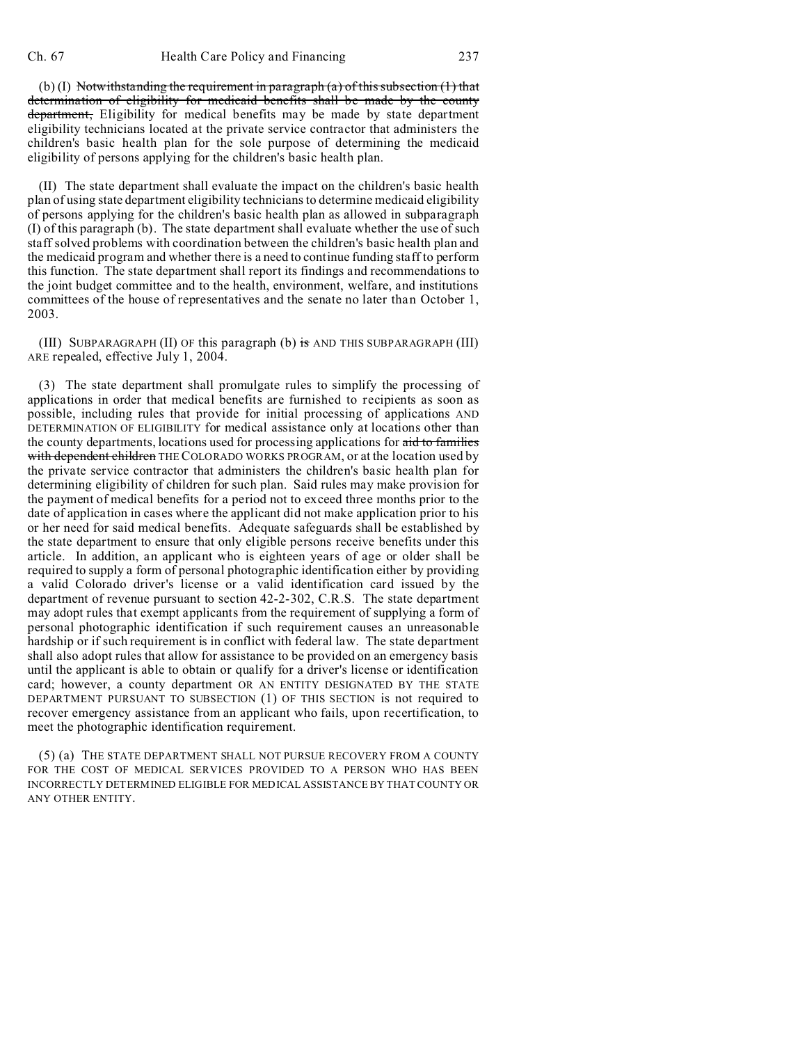(b) (I) ~~Notwithstanding the requirement in paragraph (a) of this subsection (1) that determination of eligibility for medicaid benefits shall be made by the county department,~~ Eligibility for medical benefits may be made by state department eligibility technicians located at the private service contractor that administers the children's basic health plan for the sole purpose of determining the medicaid eligibility of persons applying for the children's basic health plan.

(II) The state department shall evaluate the impact on the children's basic health plan of using state department eligibility technicians to determine medicaid eligibility of persons applying for the children's basic health plan as allowed in subparagraph (I) of this paragraph (b). The state department shall evaluate whether the use of such staff solved problems with coordination between the children's basic health plan and the medicaid program and whether there is a need to continue funding staff to perform this function. The state department shall report its findings and recommendations to the joint budget committee and to the health, environment, welfare, and institutions committees of the house of representatives and the senate no later than October 1, 2003.

(III) SUBPARAGRAPH (II) OF this paragraph (b) ~~is~~ AND THIS SUBPARAGRAPH (III) ARE repealed, effective July 1, 2004.

(3) The state department shall promulgate rules to simplify the processing of applications in order that medical benefits are furnished to recipients as soon as possible, including rules that provide for initial processing of applications AND DETERMINATION OF ELIGIBILITY for medical assistance only at locations other than the county departments, locations used for processing applications for ~~aid to families with dependent children~~ THE COLORADO WORKS PROGRAM, or at the location used by the private service contractor that administers the children's basic health plan for determining eligibility of children for such plan. Said rules may make provision for the payment of medical benefits for a period not to exceed three months prior to the date of application in cases where the applicant did not make application prior to his or her need for said medical benefits. Adequate safeguards shall be established by the state department to ensure that only eligible persons receive benefits under this article. In addition, an applicant who is eighteen years of age or older shall be required to supply a form of personal photographic identification either by providing a valid Colorado driver's license or a valid identification card issued by the department of revenue pursuant to section 42-2-302, C.R.S. The state department may adopt rules that exempt applicants from the requirement of supplying a form of personal photographic identification if such requirement causes an unreasonable hardship or if such requirement is in conflict with federal law. The state department shall also adopt rules that allow for assistance to be provided on an emergency basis until the applicant is able to obtain or qualify for a driver's license or identification card; however, a county department OR AN ENTITY DESIGNATED BY THE STATE DEPARTMENT PURSUANT TO SUBSECTION (1) OF THIS SECTION is not required to recover emergency assistance from an applicant who fails, upon recertification, to meet the photographic identification requirement.

(5) (a) THE STATE DEPARTMENT SHALL NOT PURSUE RECOVERY FROM A COUNTY FOR THE COST OF MEDICAL SERVICES PROVIDED TO A PERSON WHO HAS BEEN INCORRECTLY DETERMINED ELIGIBLE FOR MEDICAL ASSISTANCE BY THAT COUNTY OR ANY OTHER ENTITY.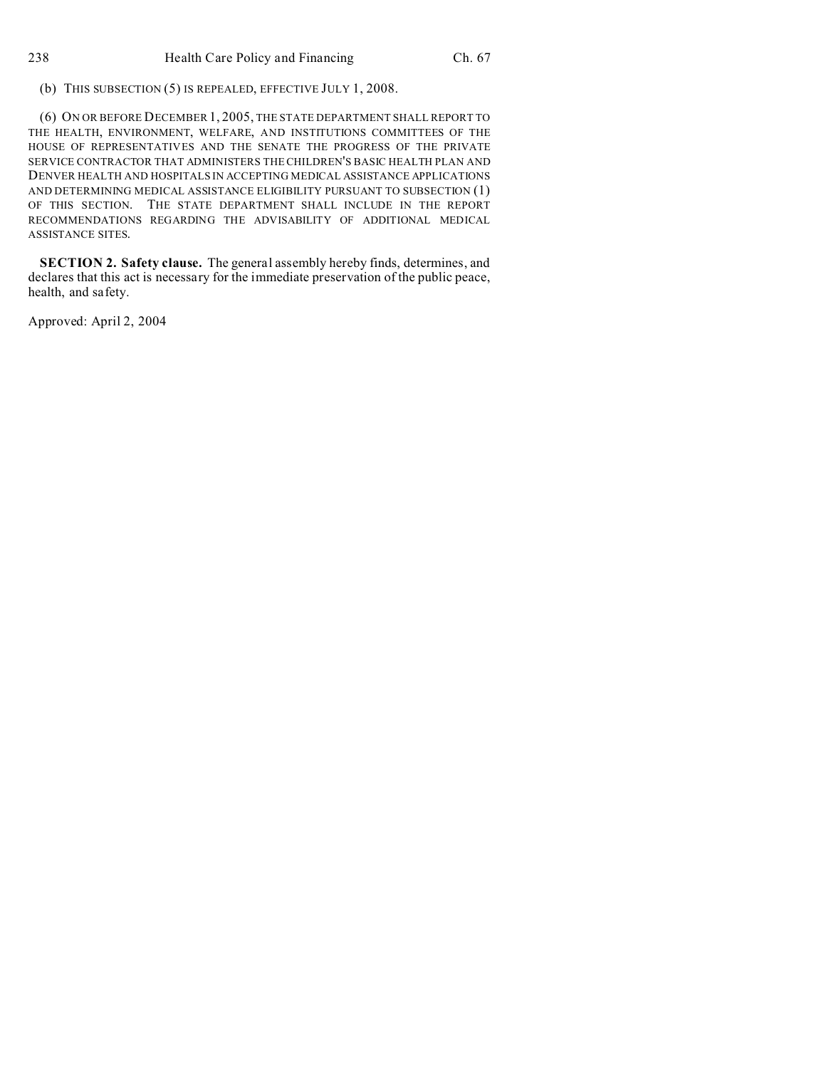(b) THIS SUBSECTION (5) IS REPEALED, EFFECTIVE JULY 1, 2008.

(6) ON OR BEFORE DECEMBER 1, 2005, THE STATE DEPARTMENT SHALL REPORT TO THE HEALTH, ENVIRONMENT, WELFARE, AND INSTITUTIONS COMMITTEES OF THE HOUSE OF REPRESENTATIVES AND THE SENATE THE PROGRESS OF THE PRIVATE SERVICE CONTRACTOR THAT ADMINISTERS THE CHILDREN'S BASIC HEALTH PLAN AND DENVER HEALTH AND HOSPITALS IN ACCEPTING MEDICAL ASSISTANCE APPLICATIONS AND DETERMINING MEDICAL ASSISTANCE ELIGIBILITY PURSUANT TO SUBSECTION (1) OF THIS SECTION. THE STATE DEPARTMENT SHALL INCLUDE IN THE REPORT RECOMMENDATIONS REGARDING THE ADVISABILITY OF ADDITIONAL MEDICAL ASSISTANCE SITES.

**SECTION 2. Safety clause.** The general assembly hereby finds, determines, and declares that this act is necessary for the immediate preservation of the public peace, health, and safety.

Approved: April 2, 2004